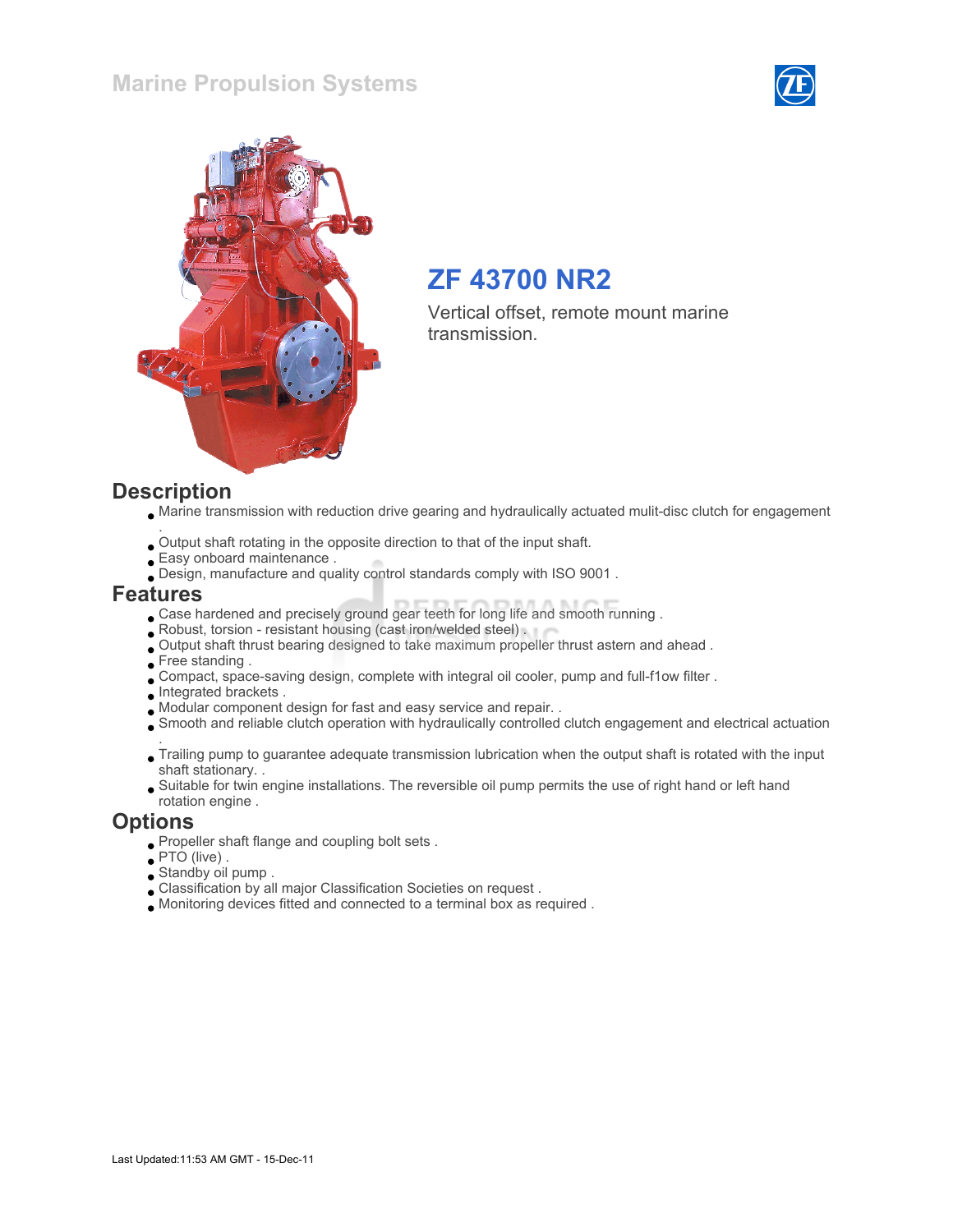# Marine Propulsion Systems

## ZF 43700 NR2

Vertical offset, remote mount marine transmission.

## Description

- Marine transmission with reduction drive gearing and hydraulically actuated mulit-disc clutch for engagement .
- Output shaft rotating in the opposite direction to that of the input shaft.
- Easy onboard maintenance .
- Design, manufacture and quality control standards comply with ISO 9001 .

## Features

- Case hardened and precisely ground gear teeth for long life and smooth running .
- Robust, torsion - resistant housing (cast iron/welded steel) .
- Output shaft thrust bearing designed to take maximum propeller thrust astern and ahead .
- Free standing .
- Compact, space-saving design, complete with integral oil cooler, pump and full-f1ow filter .
- Integrated brackets .
- Modular component design for fast and easy service and repair. .
- Smooth and reliable clutch operation with hydraulically controlled clutch engagement and electrical actuation .
- Trailing pump to guarantee adequate transmission lubrication when the output shaft is rotated with the input shaft stationary. .
- Suitable for twin engine installations. The reversible oil pump permits the use of right hand or left hand rotation engine .

## Options

- Propeller shaft flange and coupling bolt sets .
- PTO (live) .
- Standby oil pump .
- Classification by all major Classification Societies on request .
- Monitoring devices fitted and connected to a terminal box as required .

Last Updated:11:53 AM GMT - 15-Dec-11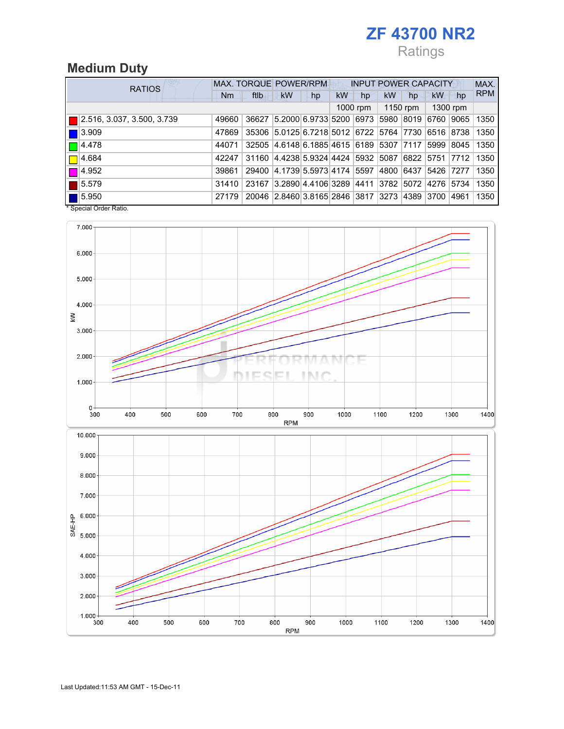# ZF 43700 NR2

Ratings

## Medium Duty

| RATIOS | MAX. TORQUE | | POWER/RPM | | INPUT POWER CAPACITY | | | | | | MAX. RPM |
|---|---|---|---|---|---|---|---|---|---|---|---|
| | Nm | ftlb | kW | hp | kW | hp | kW | hp | kW | hp | |
| | | | | | 1000 rpm | | 1150 rpm | | 1300 rpm | | |
| 2.516, 3.037, 3.500, 3.739 | 49660 | 36627 | 5.2000 | 6.9733 | 5200 | 6973 | 5980 | 8019 | 6760 | 9065 | 1350 |
| 3.909 | 47869 | 35306 | 5.0125 | 6.7218 | 5012 | 6722 | 5764 | 7730 | 6516 | 8738 | 1350 |
| 4.478 | 44071 | 32505 | 4.6148 | 6.1885 | 4615 | 6189 | 5307 | 7117 | 5999 | 8045 | 1350 |
| 4.684 | 42247 | 31160 | 4.4238 | 5.9324 | 4424 | 5932 | 5087 | 6822 | 5751 | 7712 | 1350 |
| 4.952 | 39861 | 29400 | 4.1739 | 5.5973 | 4174 | 5597 | 4800 | 6437 | 5426 | 7277 | 1350 |
| 5.579 | 31410 | 23167 | 3.2890 | 4.4106 | 3289 | 4411 | 3782 | 5072 | 4276 | 5734 | 1350 |
| 5.950 | 27179 | 20046 | 2.8460 | 3.8165 | 2846 | 3817 | 3273 | 4389 | 3700 | 4961 | 1350 |

* Special Order Ratio.

Last Updated:11:53 AM GMT - 15-Dec-11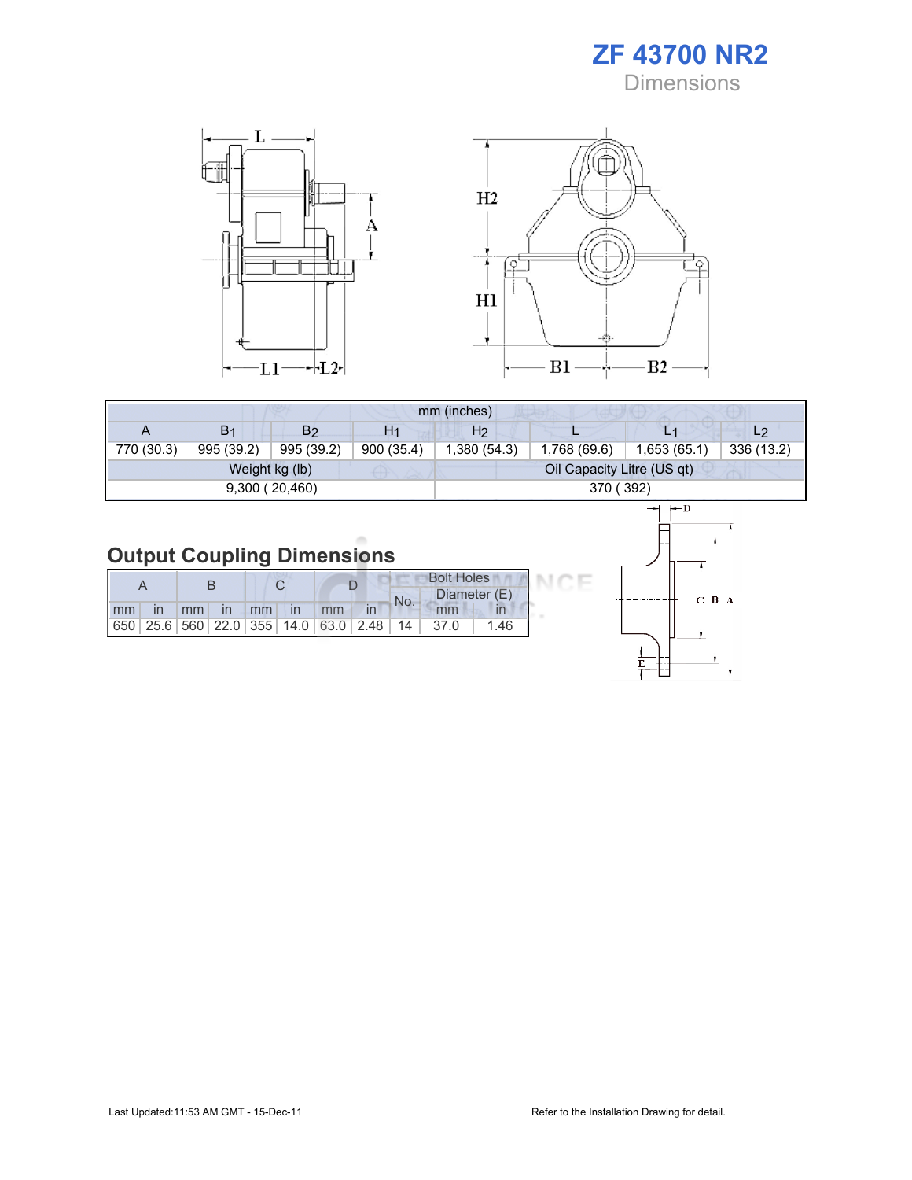# ZF 43700 NR2

Dimensions

| mm (inches) | | | | | | | |
|---|---|---|---|---|---|---|---|
| A | $B_1$ | $B_2$ | $H_1$ | $H_2$ | L | $L_1$ | $L_2$ |
| 770 (30.3) | 995 (39.2) | 995 (39.2) | 900 (35.4) | 1,380 (54.3) | 1,768 (69.6) | 1,653 (65.1) | 336 (13.2) |
| Weight kg (lb) | | | | Oil Capacity Litre (US qt) | | | |
| 9,300 ( 20,460) | | | | 370 ( 392) | | | |

## Output Coupling Dimensions

| A | | B | | C | | D | | Bolt Holes | | |
|---|---|---|---|---|---|---|---|---|---|---|
| | | | | | | | | No. | Diameter (E) | |
| mm | in | mm | in | mm | in | mm | in | | mm | in |
| 650 | 25.6 | 560 | 22.0 | 355 | 14.0 | 63.0 | 2.48 | 14 | 37.0 | 1.46 |

Last Updated:11:53 AM GMT - 15-Dec-11

Refer to the Installation Drawing for detail.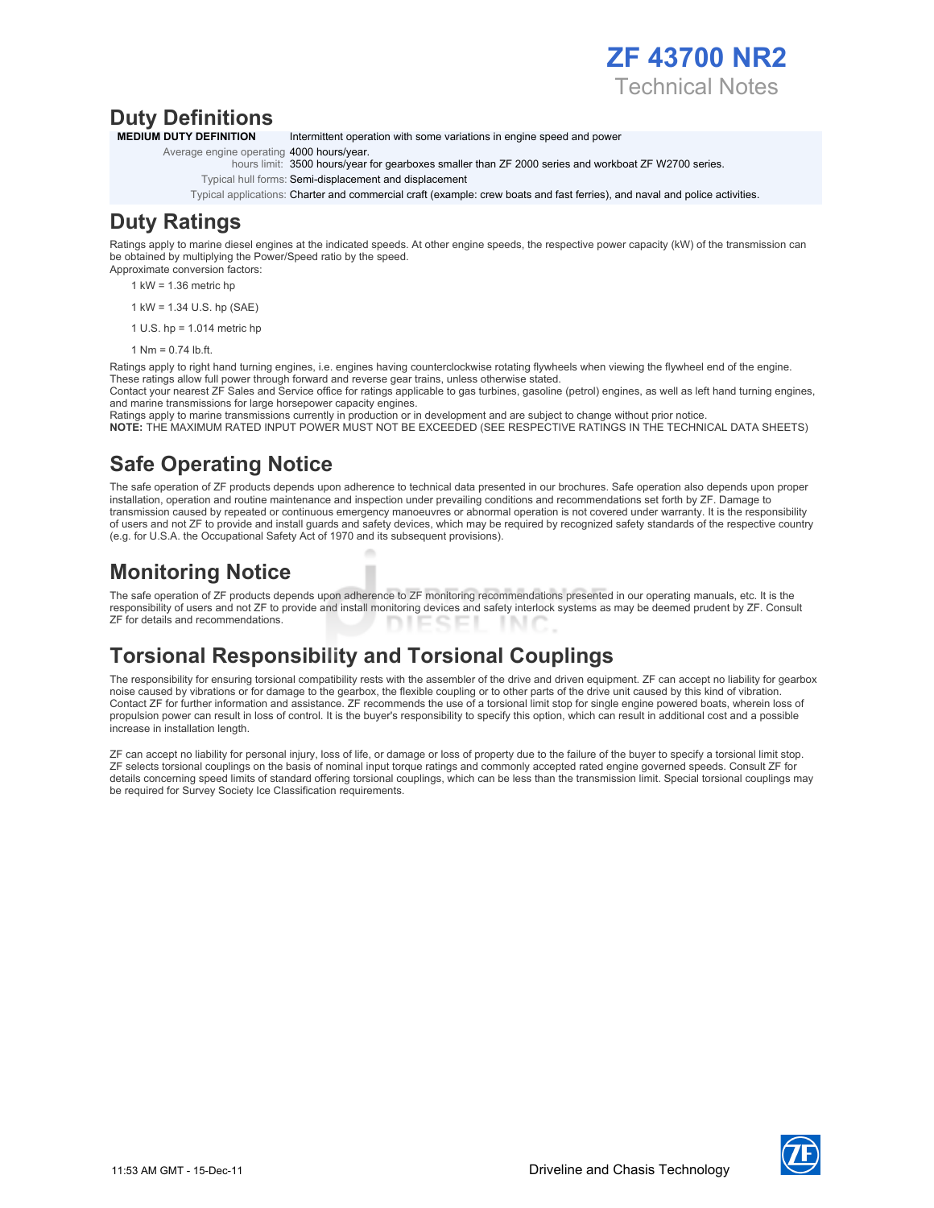# ZF 43700 NR2

Technical Notes

## Duty Definitions

| | |
|---|---|
| **MEDIUM DUTY DEFINITION** | Intermittent operation with some variations in engine speed and power |
| Average engine operating hours limit: | 4000 hours/year. 3500 hours/year for gearboxes smaller than ZF 2000 series and workboat ZF W2700 series. |
| Typical hull forms: | Semi-displacement and displacement |
| Typical applications: | Charter and commercial craft (example: crew boats and fast ferries), and naval and police activities. |

## Duty Ratings

Ratings apply to marine diesel engines at the indicated speeds. At other engine speeds, the respective power capacity (kW) of the transmission can be obtained by multiplying the Power/Speed ratio by the speed.
Approximate conversion factors:

1 kW = 1.36 metric hp

1 kW = 1.34 U.S. hp (SAE)

1 U.S. hp = 1.014 metric hp

1 Nm = 0.74 lb.ft.

Ratings apply to right hand turning engines, i.e. engines having counterclockwise rotating flywheels when viewing the flywheel end of the engine. These ratings allow full power through forward and reverse gear trains, unless otherwise stated.
Contact your nearest ZF Sales and Service office for ratings applicable to gas turbines, gasoline (petrol) engines, as well as left hand turning engines, and marine transmissions for large horsepower capacity engines.
Ratings apply to marine transmissions currently in production or in development and are subject to change without prior notice.
**NOTE:** THE MAXIMUM RATED INPUT POWER MUST NOT BE EXCEEDED (SEE RESPECTIVE RATINGS IN THE TECHNICAL DATA SHEETS)

## Safe Operating Notice

The safe operation of ZF products depends upon adherence to technical data presented in our brochures. Safe operation also depends upon proper installation, operation and routine maintenance and inspection under prevailing conditions and recommendations set forth by ZF. Damage to transmission caused by repeated or continuous emergency manoeuvres or abnormal operation is not covered under warranty. It is the responsibility of users and not ZF to provide and install guards and safety devices, which may be required by recognized safety standards of the respective country (e.g. for U.S.A. the Occupational Safety Act of 1970 and its subsequent provisions).

## Monitoring Notice

The safe operation of ZF products depends upon adherence to ZF monitoring recommendations presented in our operating manuals, etc. It is the responsibility of users and not ZF to provide and install monitoring devices and safety interlock systems as may be deemed prudent by ZF. Consult ZF for details and recommendations.

## Torsional Responsibility and Torsional Couplings

The responsibility for ensuring torsional compatibility rests with the assembler of the drive and driven equipment. ZF can accept no liability for gearbox noise caused by vibrations or for damage to the gearbox, the flexible coupling or to other parts of the drive unit caused by this kind of vibration. Contact ZF for further information and assistance. ZF recommends the use of a torsional limit stop for single engine powered boats, wherein loss of propulsion power can result in loss of control. It is the buyer's responsibility to specify this option, which can result in additional cost and a possible increase in installation length.

ZF can accept no liability for personal injury, loss of life, or damage or loss of property due to the failure of the buyer to specify a torsional limit stop. ZF selects torsional couplings on the basis of nominal input torque ratings and commonly accepted rated engine governed speeds. Consult ZF for details concerning speed limits of standard offering torsional couplings, which can be less than the transmission limit. Special torsional couplings may be required for Survey Society Ice Classification requirements.